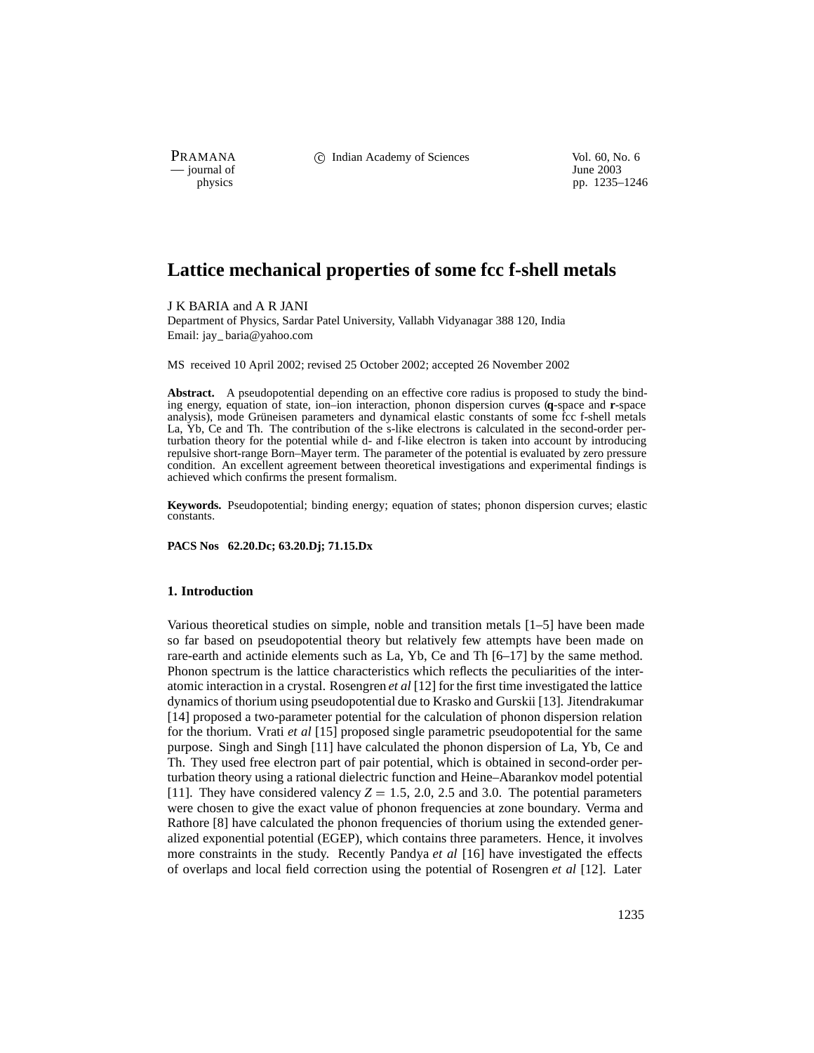# Lattice mechanical properties of some fcc f-shell metals

J K BARIA and A R JANI

Department of Physics, Sardar Patel University, Vallabh Vidyanagar 388 120, India
Email: jay_baria@yahoo.com

MS received 10 April 2002; revised 25 October 2002; accepted 26 November 2002

**Abstract.** A pseudopotential depending on an effective core radius is proposed to study the binding energy, equation of state, ion–ion interaction, phonon dispersion curves (**q**-space and **r**-space analysis), mode Grüneisen parameters and dynamical elastic constants of some fcc f-shell metals La, Yb, Ce and Th. The contribution of the s-like electrons is calculated in the second-order perturbation theory for the potential while d- and f-like electron is taken into account by introducing repulsive short-range Born–Mayer term. The parameter of the potential is evaluated by zero pressure condition. An excellent agreement between theoretical investigations and experimental findings is achieved which confirms the present formalism.

**Keywords.** Pseudopotential; binding energy; equation of states; phonon dispersion curves; elastic constants.

**PACS Nos 62.20.Dc; 63.20.Dj; 71.15.Dx**

## 1. Introduction

Various theoretical studies on simple, noble and transition metals [1–5] have been made so far based on pseudopotential theory but relatively few attempts have been made on rare-earth and actinide elements such as La, Yb, Ce and Th [6–17] by the same method. Phonon spectrum is the lattice characteristics which reflects the peculiarities of the interatomic interaction in a crystal. Rosengren *et al* [12] for the first time investigated the lattice dynamics of thorium using pseudopotential due to Krasko and Gurskii [13]. Jitendrakumar [14] proposed a two-parameter potential for the calculation of phonon dispersion relation for the thorium. Vrati *et al* [15] proposed single parametric pseudopotential for the same purpose. Singh and Singh [11] have calculated the phonon dispersion of La, Yb, Ce and Th. They used free electron part of pair potential, which is obtained in second-order perturbation theory using a rational dielectric function and Heine–Abarankov model potential [11]. They have considered valency $Z = 1.5$, 2.0, 2.5 and 3.0. The potential parameters were chosen to give the exact value of phonon frequencies at zone boundary. Verma and Rathore [8] have calculated the phonon frequencies of thorium using the extended generalized exponential potential (EGEP), which contains three parameters. Hence, it involves more constraints in the study. Recently Pandya *et al* [16] have investigated the effects of overlaps and local field correction using the potential of Rosengren *et al* [12]. Later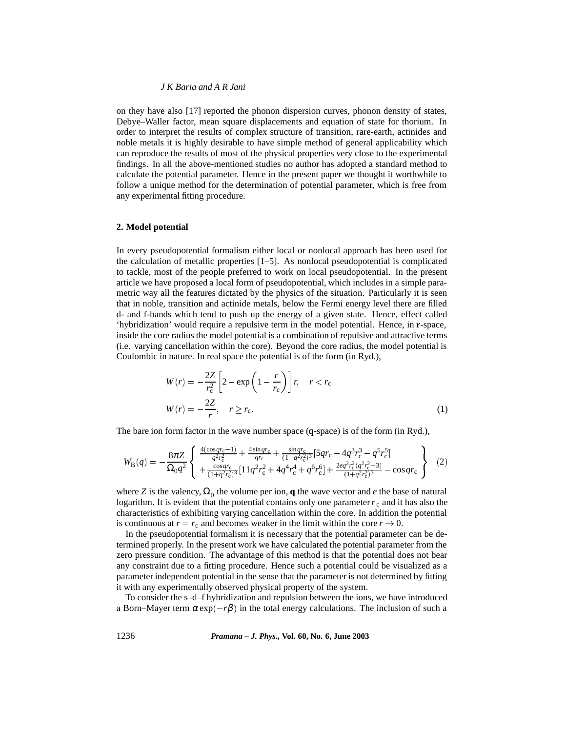on they have also [17] reported the phonon dispersion curves, phonon density of states, Debye–Waller factor, mean square displacements and equation of state for thorium. In order to interpret the results of complex structure of transition, rare-earth, actinides and noble metals it is highly desirable to have simple method of general applicability which can reproduce the results of most of the physical properties very close to the experimental findings. In all the above-mentioned studies no author has adopted a standard method to calculate the potential parameter. Hence in the present paper we thought it worthwhile to follow a unique method for the determination of potential parameter, which is free from any experimental fitting procedure.

## 2. Model potential

In every pseudopotential formalism either local or nonlocal approach has been used for the calculation of metallic properties [1–5]. As nonlocal pseudopotential is complicated to tackle, most of the people preferred to work on local pseudopotential. In the present article we have proposed a local form of pseudopotential, which includes in a simple parametric way all the features dictated by the physics of the situation. Particularly it is seen that in noble, transition and actinide metals, below the Fermi energy level there are filled d- and f-bands which tend to push up the energy of a given state. Hence, effect called 'hybridization' would require a repulsive term in the model potential. Hence, in **r**-space, inside the core radius the model potential is a combination of repulsive and attractive terms (i.e. varying cancellation within the core). Beyond the core radius, the model potential is Coulombic in nature. In real space the potential is of the form (in Ryd.),

$$
\begin{aligned}
W(r) &= -\frac{2Z}{r_c^2}\left[2-\exp\left(1-\frac{r}{r_c}\right)\right]r, \quad r < r_c \\
W(r) &= -\frac{2Z}{r}, \quad r \geq r_c.
\end{aligned}
\tag{1}
$$

The bare ion form factor in the wave number space (**q**-space) is of the form (in Ryd.),

$$
W_B(q) = -\frac{8\pi Z}{\Omega_0 q^2}\left\{
\begin{array}{l}
\frac{4(\cos qr_c - 1)}{q^2 r_c^2} + \frac{4\sin qr_c}{qr_c} + \frac{\sin qr_c}{(1+q^2r_c^2)^3}[5qr_c - 4q^3r_c^3 - q^5r_c^5] \\
+\frac{\cos qr_c}{(1+q^2r_c^2)^3}[11q^2r_c^2 + 4q^4r_c^4 + q^6r_c^6] + \frac{2eq^2r_c^2(q^2r_c^2-3)}{(1+q^2r_c^2)^3} - \cos qr_c
\end{array}
\right\}
\tag{2}
$$

where $Z$ is the valency, $\Omega_0$ the volume per ion, **q** the wave vector and $e$ the base of natural logarithm. It is evident that the potential contains only one parameter $r_c$ and it has also the characteristics of exhibiting varying cancellation within the core. In addition the potential is continuous at $r = r_c$ and becomes weaker in the limit within the core $r \to 0$.

In the pseudopotential formalism it is necessary that the potential parameter can be determined properly. In the present work we have calculated the potential parameter from the zero pressure condition. The advantage of this method is that the potential does not bear any constraint due to a fitting procedure. Hence such a potential could be visualized as a parameter independent potential in the sense that the parameter is not determined by fitting it with any experimentally observed physical property of the system.

To consider the s–d–f hybridization and repulsion between the ions, we have introduced a Born–Mayer term $\alpha\exp(-r\beta)$ in the total energy calculations. The inclusion of such a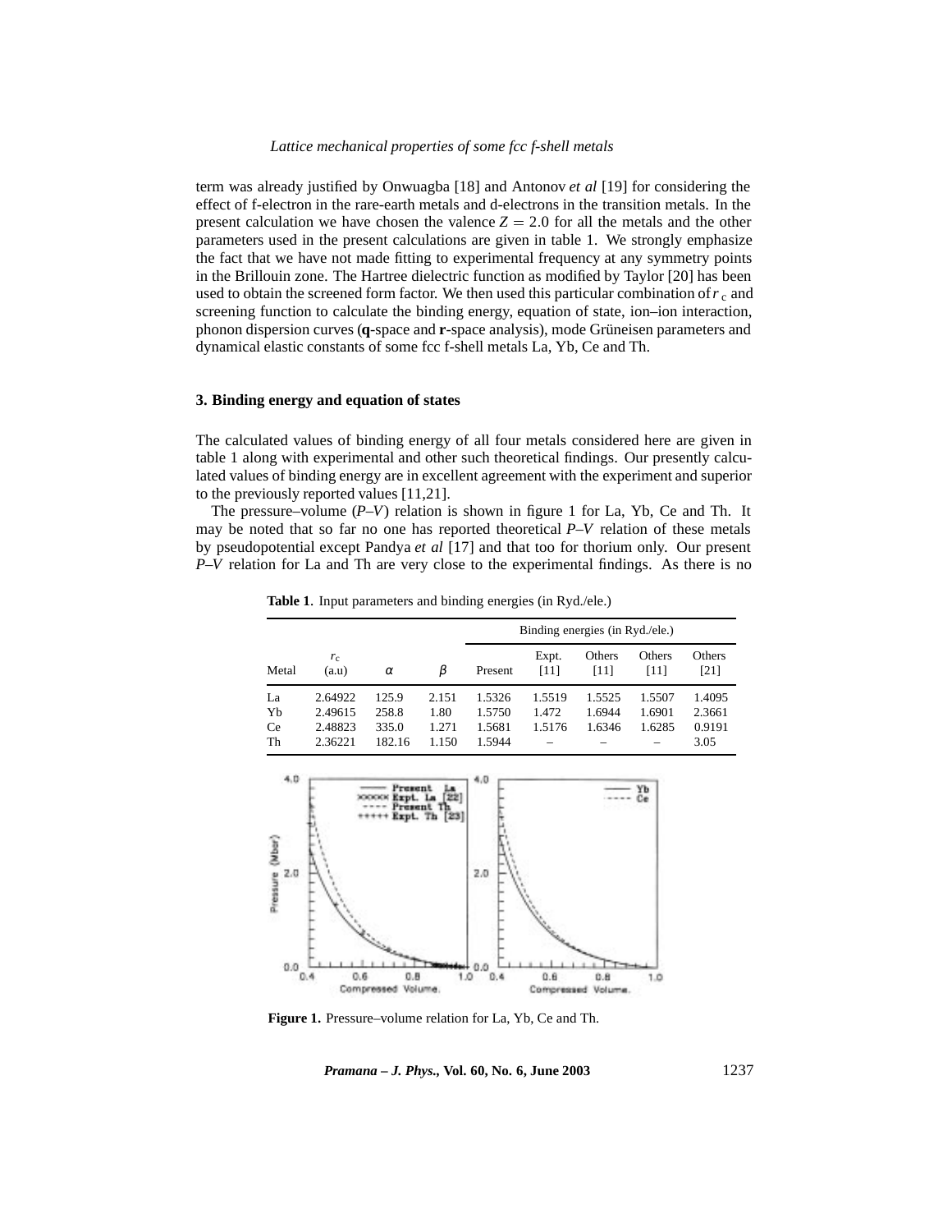term was already justified by Onwuagba [18] and Antonov *et al* [19] for considering the effect of f-electron in the rare-earth metals and d-electrons in the transition metals. In the present calculation we have chosen the valence $Z = 2.0$ for all the metals and the other parameters used in the present calculations are given in table 1. We strongly emphasize the fact that we have not made fitting to experimental frequency at any symmetry points in the Brillouin zone. The Hartree dielectric function as modified by Taylor [20] has been used to obtain the screened form factor. We then used this particular combination of $r_c$ and screening function to calculate the binding energy, equation of state, ion–ion interaction, phonon dispersion curves (**q**-space and **r**-space analysis), mode Grüneisen parameters and dynamical elastic constants of some fcc f-shell metals La, Yb, Ce and Th.

## 3. Binding energy and equation of states

The calculated values of binding energy of all four metals considered here are given in table 1 along with experimental and other such theoretical findings. Our presently calculated values of binding energy are in excellent agreement with the experiment and superior to the previously reported values [11,21].

The pressure–volume (*P*–*V*) relation is shown in figure 1 for La, Yb, Ce and Th. It may be noted that so far no one has reported theoretical *P*–*V* relation of these metals by pseudopotential except Pandya *et al* [17] and that too for thorium only. Our present *P*–*V* relation for La and Th are very close to the experimental findings. As there is no

**Table 1.** Input parameters and binding energies (in Ryd./ele.)

| | | | | Binding energies (in Ryd./ele.) | | | | |
|---|---|---|---|---|---|---|---|---|
| Metal | $r_c$ (a.u) | $\alpha$ | $\beta$ | Present | Expt. [11] | Others [11] | Others [11] | Others [21] |
| La | 2.64922 | 125.9 | 2.151 | 1.5326 | 1.5519 | 1.5525 | 1.5507 | 1.4095 |
| Yb | 2.49615 | 258.8 | 1.80 | 1.5750 | 1.472 | 1.6944 | 1.6901 | 2.3661 |
| Ce | 2.48823 | 335.0 | 1.271 | 1.5681 | 1.5176 | 1.6346 | 1.6285 | 0.9191 |
| Th | 2.36221 | 182.16 | 1.150 | 1.5944 | – | – | – | 3.05 |

**Figure 1.** Pressure–volume relation for La, Yb, Ce and Th.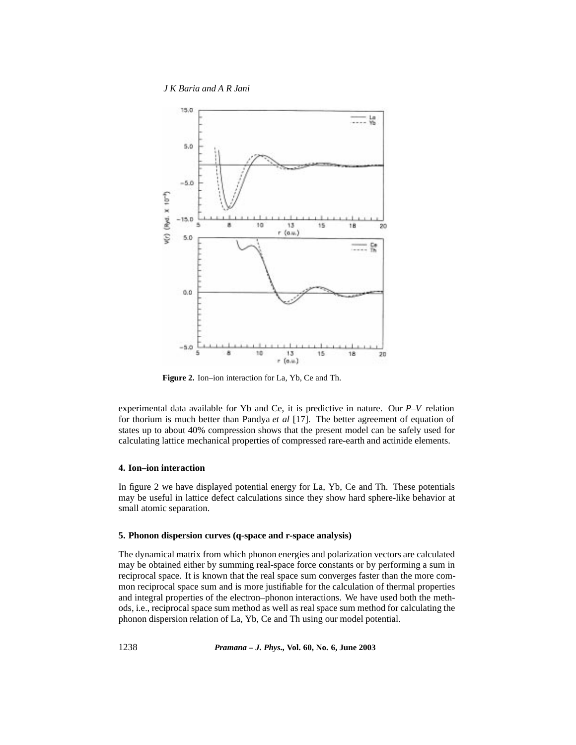**Figure 2.** Ion–ion interaction for La, Yb, Ce and Th.

experimental data available for Yb and Ce, it is predictive in nature. Our *P–V* relation for thorium is much better than Pandya *et al* [17]. The better agreement of equation of states up to about 40% compression shows that the present model can be safely used for calculating lattice mechanical properties of compressed rare-earth and actinide elements.

### 4. Ion–ion interaction

In figure 2 we have displayed potential energy for La, Yb, Ce and Th. These potentials may be useful in lattice defect calculations since they show hard sphere-like behavior at small atomic separation.

### 5. Phonon dispersion curves (q-space and r-space analysis)

The dynamical matrix from which phonon energies and polarization vectors are calculated may be obtained either by summing real-space force constants or by performing a sum in reciprocal space. It is known that the real space sum converges faster than the more common reciprocal space sum and is more justifiable for the calculation of thermal properties and integral properties of the electron–phonon interactions. We have used both the methods, i.e., reciprocal space sum method as well as real space sum method for calculating the phonon dispersion relation of La, Yb, Ce and Th using our model potential.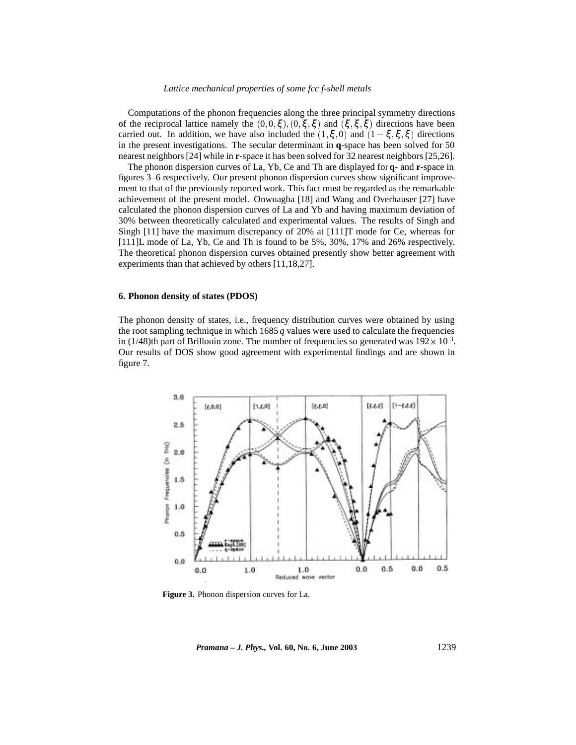Computations of the phonon frequencies along the three principal symmetry directions of the reciprocal lattice namely the $(0,0,\xi)$, $(0,\xi,\xi)$ and $(\xi,\xi,\xi)$ directions have been carried out. In addition, we have also included the $(1,\xi,0)$ and $(1-\xi,\xi,\xi)$ directions in the present investigations. The secular determinant in **q**-space has been solved for 50 nearest neighbors [24] while in **r**-space it has been solved for 32 nearest neighbors [25,26].

The phonon dispersion curves of La, Yb, Ce and Th are displayed for **q**- and **r**-space in figures 3–6 respectively. Our present phonon dispersion curves show significant improvement to that of the previously reported work. This fact must be regarded as the remarkable achievement of the present model. Onwuagba [18] and Wang and Overhauser [27] have calculated the phonon dispersion curves of La and Yb and having maximum deviation of 30% between theoretically calculated and experimental values. The results of Singh and Singh [11] have the maximum discrepancy of 20% at [111]T mode for Ce, whereas for [111]L mode of La, Yb, Ce and Th is found to be 5%, 30%, 17% and 26% respectively. The theoretical phonon dispersion curves obtained presently show better agreement with experiments than that achieved by others [11,18,27].

### 6. Phonon density of states (PDOS)

The phonon density of states, i.e., frequency distribution curves were obtained by using the root sampling technique in which 1685 $q$ values were used to calculate the frequencies in (1/48)th part of Brillouin zone. The number of frequencies so generated was $192\times10^{3}$. Our results of DOS show good agreement with experimental findings and are shown in figure 7.

**Figure 3.** Phonon dispersion curves for La.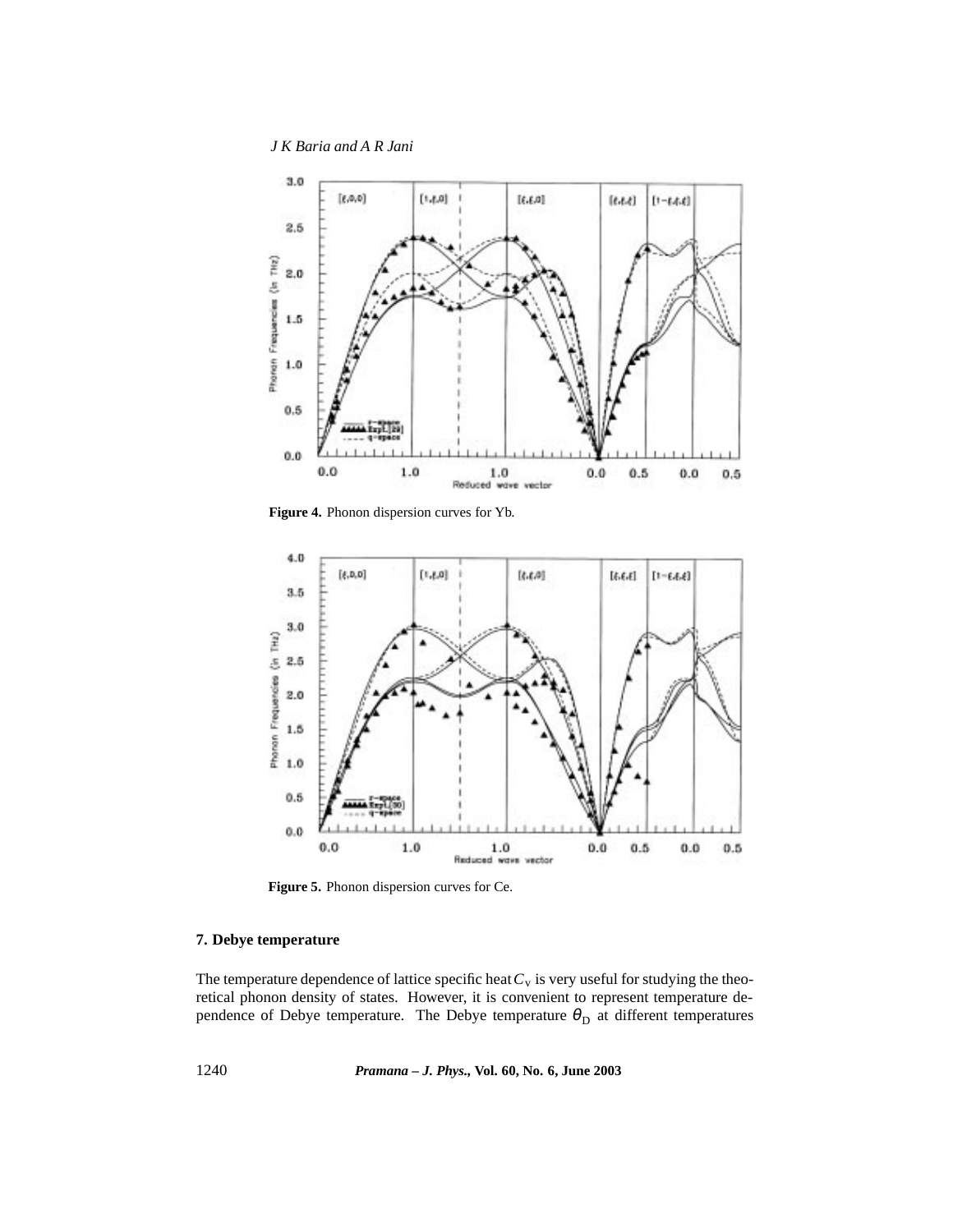**Figure 4.** Phonon dispersion curves for Yb.

**Figure 5.** Phonon dispersion curves for Ce.

## 7. Debye temperature

The temperature dependence of lattice specific heat $C_V$ is very useful for studying the theoretical phonon density of states. However, it is convenient to represent temperature dependence of Debye temperature. The Debye temperature $\theta_D$ at different temperatures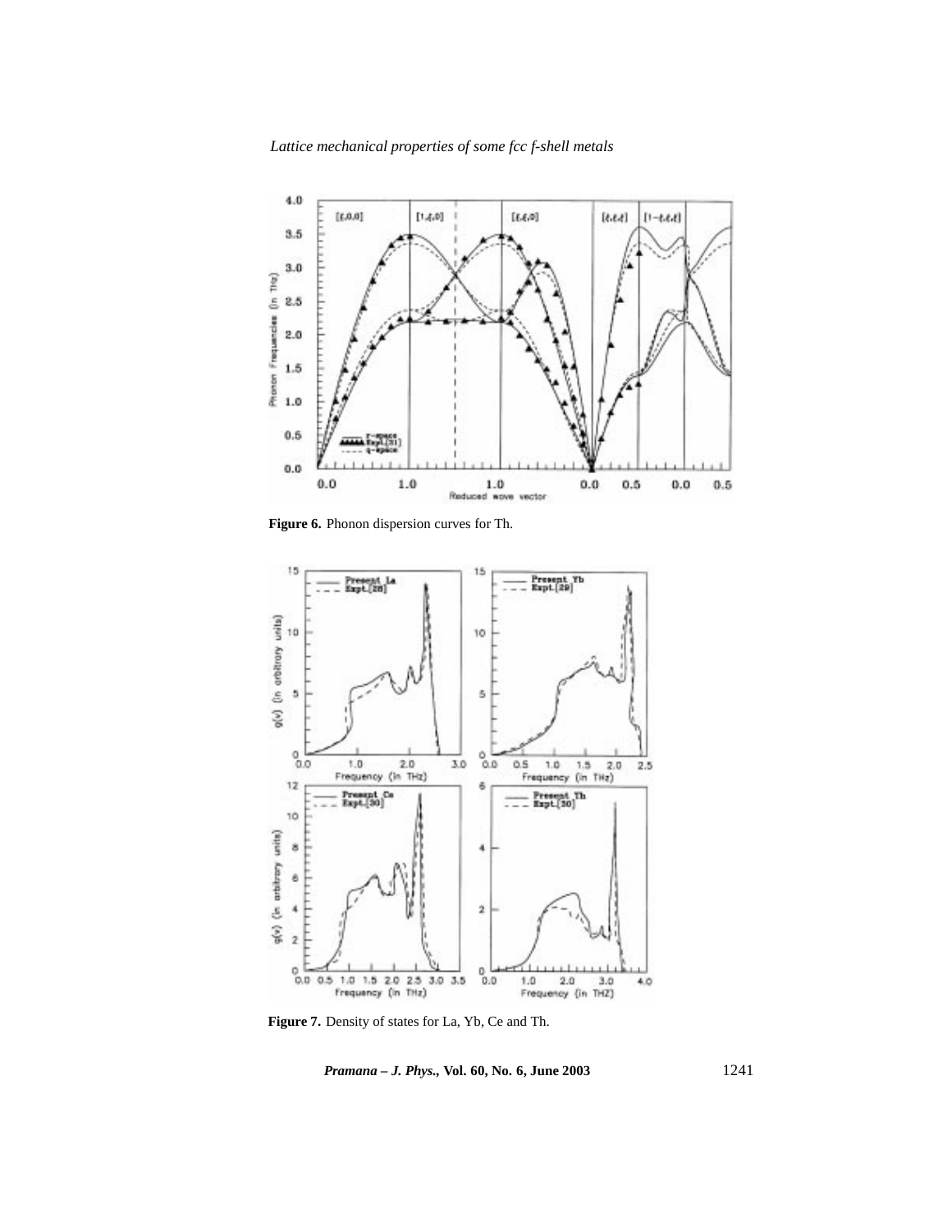**Figure 6.** Phonon dispersion curves for Th.

**Figure 7.** Density of states for La, Yb, Ce and Th.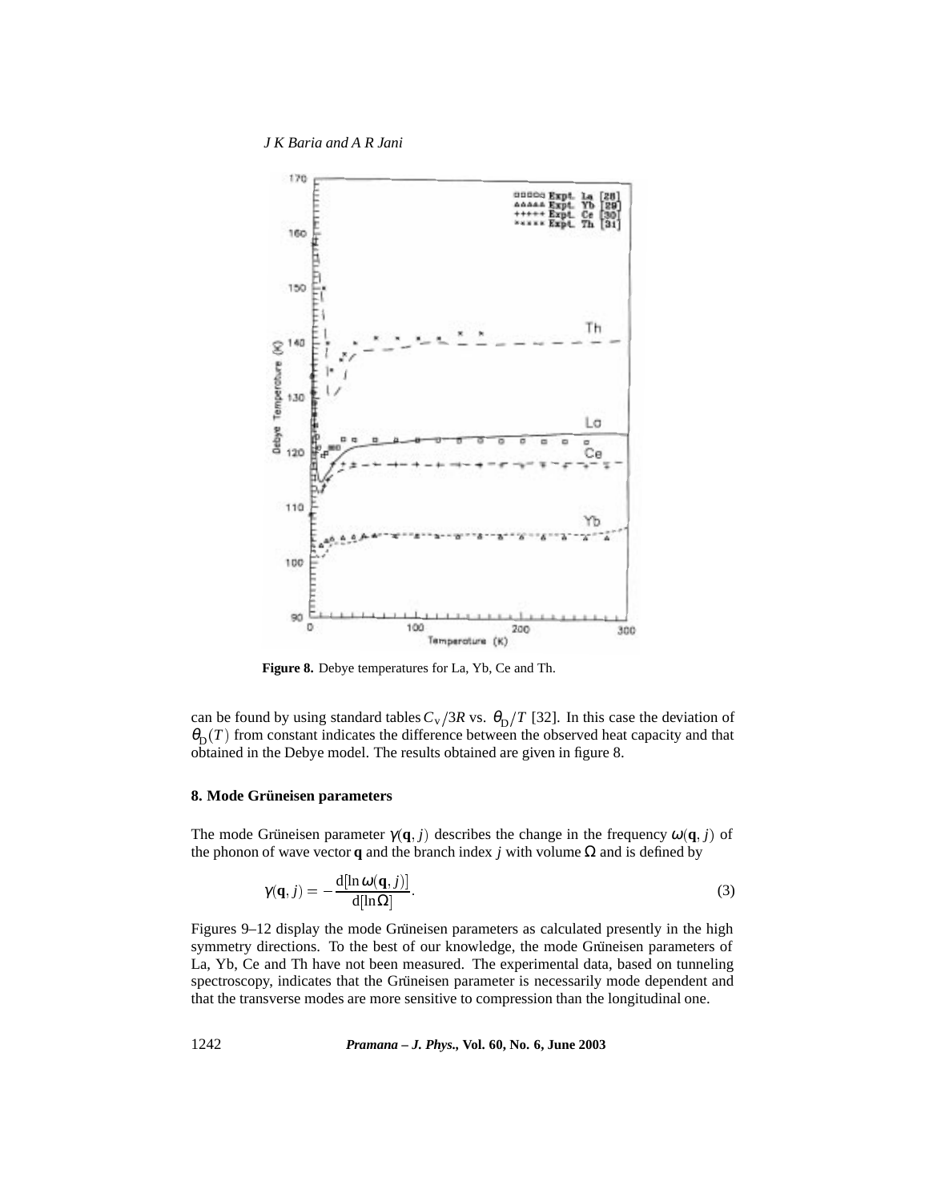**Figure 8.** Debye temperatures for La, Yb, Ce and Th.

can be found by using standard tables $C_V/3R$ vs. $\theta_D/T$ [32]. In this case the deviation of $\theta_D(T)$ from constant indicates the difference between the observed heat capacity and that obtained in the Debye model. The results obtained are given in figure 8.

## 8. Mode Grüneisen parameters

The mode Grüneisen parameter $\gamma(\mathbf{q}, j)$ describes the change in the frequency $\omega(\mathbf{q}, j)$ of the phonon of wave vector $\mathbf{q}$ and the branch index $j$ with volume $\Omega$ and is defined by

$$\gamma(\mathbf{q}, j) = -\frac{\mathrm{d}[\ln \omega(\mathbf{q}, j)]}{\mathrm{d}[\ln \Omega]}. \tag{3}$$

Figures 9–12 display the mode Grüneisen parameters as calculated presently in the high symmetry directions. To the best of our knowledge, the mode Grüneisen parameters of La, Yb, Ce and Th have not been measured. The experimental data, based on tunneling spectroscopy, indicates that the Grüneisen parameter is necessarily mode dependent and that the transverse modes are more sensitive to compression than the longitudinal one.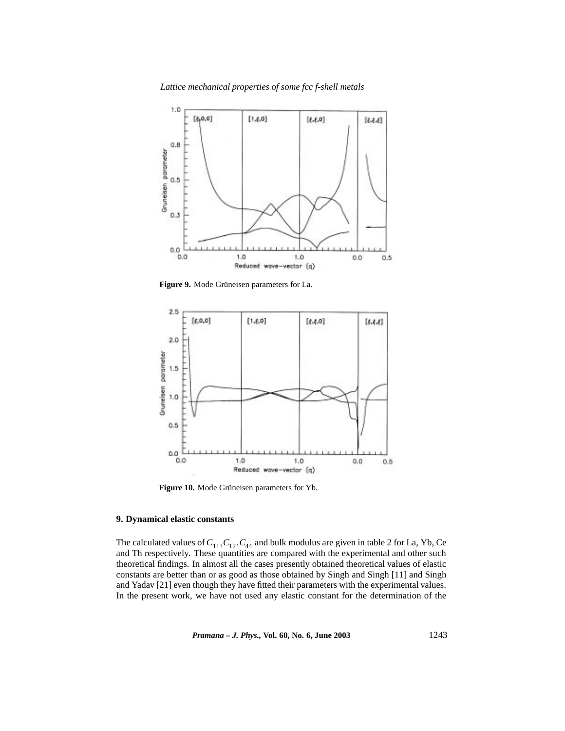**Figure 9.** Mode Grüneisen parameters for La.

**Figure 10.** Mode Grüneisen parameters for Yb.

## 9. Dynamical elastic constants

The calculated values of $C_{11}, C_{12}, C_{44}$ and bulk modulus are given in table 2 for La, Yb, Ce and Th respectively. These quantities are compared with the experimental and other such theoretical findings. In almost all the cases presently obtained theoretical values of elastic constants are better than or as good as those obtained by Singh and Singh [11] and Singh and Yadav [21] even though they have fitted their parameters with the experimental values. In the present work, we have not used any elastic constant for the determination of the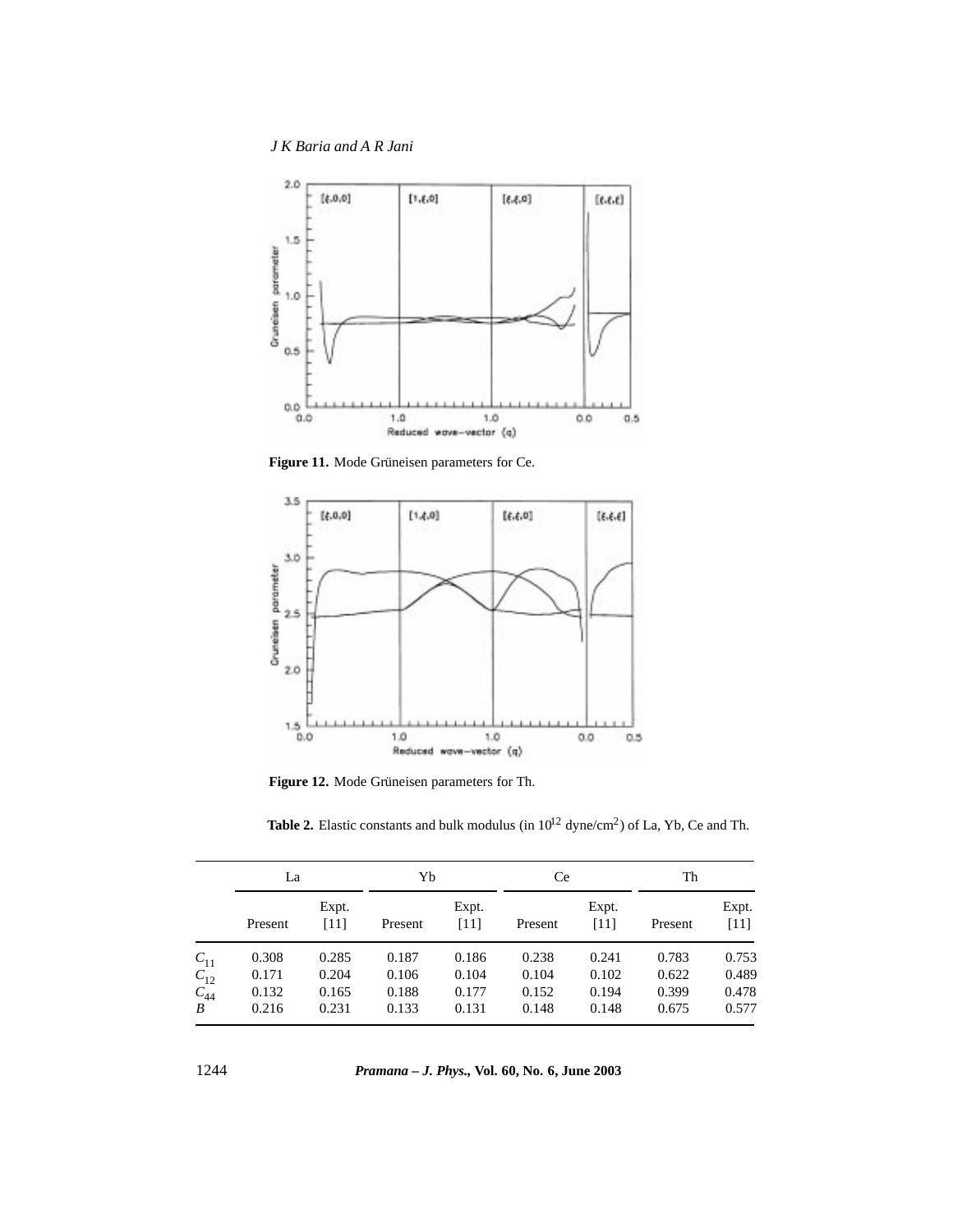**Figure 11.** Mode Grüneisen parameters for Ce.

**Figure 12.** Mode Grüneisen parameters for Th.

**Table 2.** Elastic constants and bulk modulus (in $10^{12}$ dyne/cm$^2$) of La, Yb, Ce and Th.

| | La | | Yb | | Ce | | Th | |
|---|---|---|---|---|---|---|---|---|
| | Present | Expt. [11] | Present | Expt. [11] | Present | Expt. [11] | Present | Expt. [11] |
| $C_{11}$ | 0.308 | 0.285 | 0.187 | 0.186 | 0.238 | 0.241 | 0.783 | 0.753 |
| $C_{12}$ | 0.171 | 0.204 | 0.106 | 0.104 | 0.104 | 0.102 | 0.622 | 0.489 |
| $C_{44}$ | 0.132 | 0.165 | 0.188 | 0.177 | 0.152 | 0.194 | 0.399 | 0.478 |
| $B$ | 0.216 | 0.231 | 0.133 | 0.131 | 0.148 | 0.148 | 0.675 | 0.577 |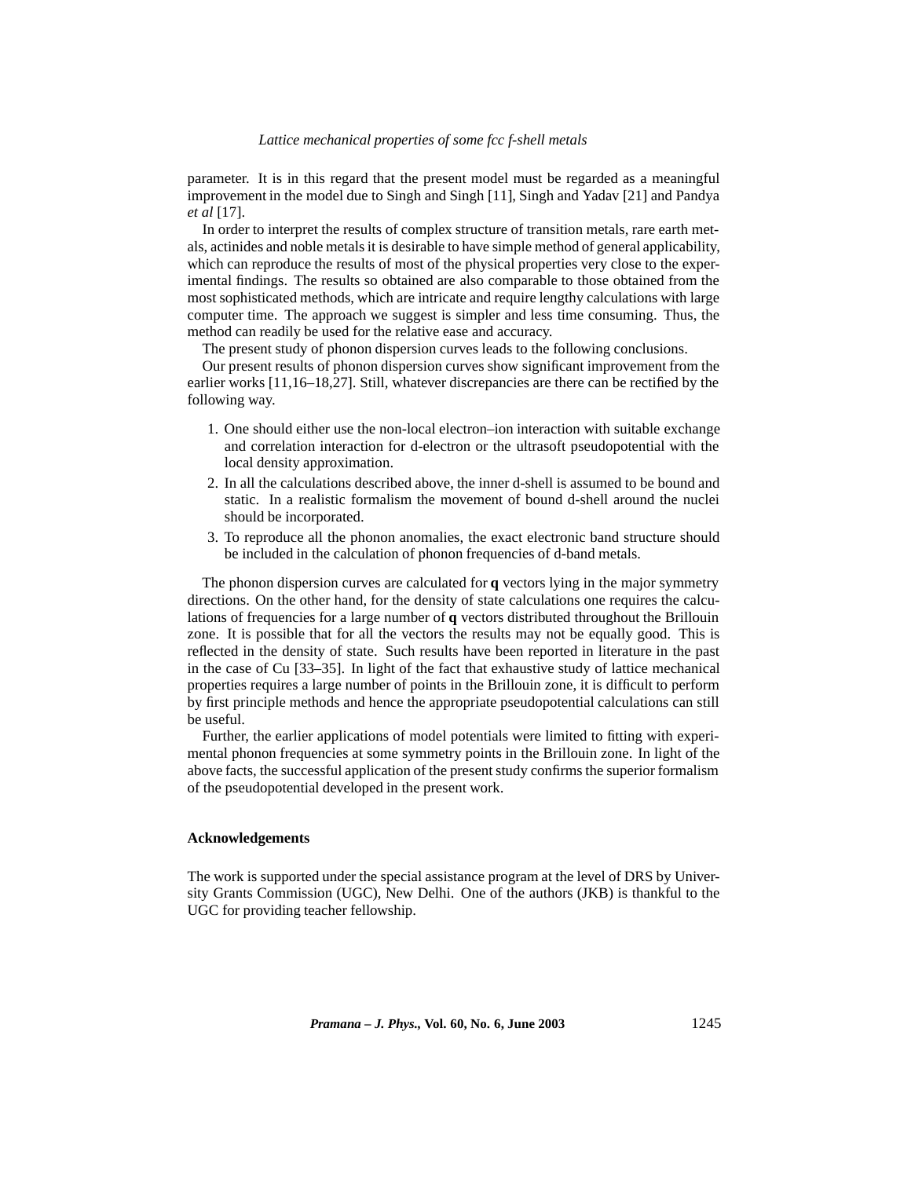parameter. It is in this regard that the present model must be regarded as a meaningful improvement in the model due to Singh and Singh [11], Singh and Yadav [21] and Pandya *et al* [17].

In order to interpret the results of complex structure of transition metals, rare earth metals, actinides and noble metals it is desirable to have simple method of general applicability, which can reproduce the results of most of the physical properties very close to the experimental findings. The results so obtained are also comparable to those obtained from the most sophisticated methods, which are intricate and require lengthy calculations with large computer time. The approach we suggest is simpler and less time consuming. Thus, the method can readily be used for the relative ease and accuracy.

The present study of phonon dispersion curves leads to the following conclusions.

Our present results of phonon dispersion curves show significant improvement from the earlier works [11,16–18,27]. Still, whatever discrepancies are there can be rectified by the following way.

1. One should either use the non-local electron–ion interaction with suitable exchange and correlation interaction for d-electron or the ultrasoft pseudopotential with the local density approximation.
2. In all the calculations described above, the inner d-shell is assumed to be bound and static. In a realistic formalism the movement of bound d-shell around the nuclei should be incorporated.
3. To reproduce all the phonon anomalies, the exact electronic band structure should be included in the calculation of phonon frequencies of d-band metals.

The phonon dispersion curves are calculated for **q** vectors lying in the major symmetry directions. On the other hand, for the density of state calculations one requires the calculations of frequencies for a large number of **q** vectors distributed throughout the Brillouin zone. It is possible that for all the vectors the results may not be equally good. This is reflected in the density of state. Such results have been reported in literature in the past in the case of Cu [33–35]. In light of the fact that exhaustive study of lattice mechanical properties requires a large number of points in the Brillouin zone, it is difficult to perform by first principle methods and hence the appropriate pseudopotential calculations can still be useful.

Further, the earlier applications of model potentials were limited to fitting with experimental phonon frequencies at some symmetry points in the Brillouin zone. In light of the above facts, the successful application of the present study confirms the superior formalism of the pseudopotential developed in the present work.

## Acknowledgements

The work is supported under the special assistance program at the level of DRS by University Grants Commission (UGC), New Delhi. One of the authors (JKB) is thankful to the UGC for providing teacher fellowship.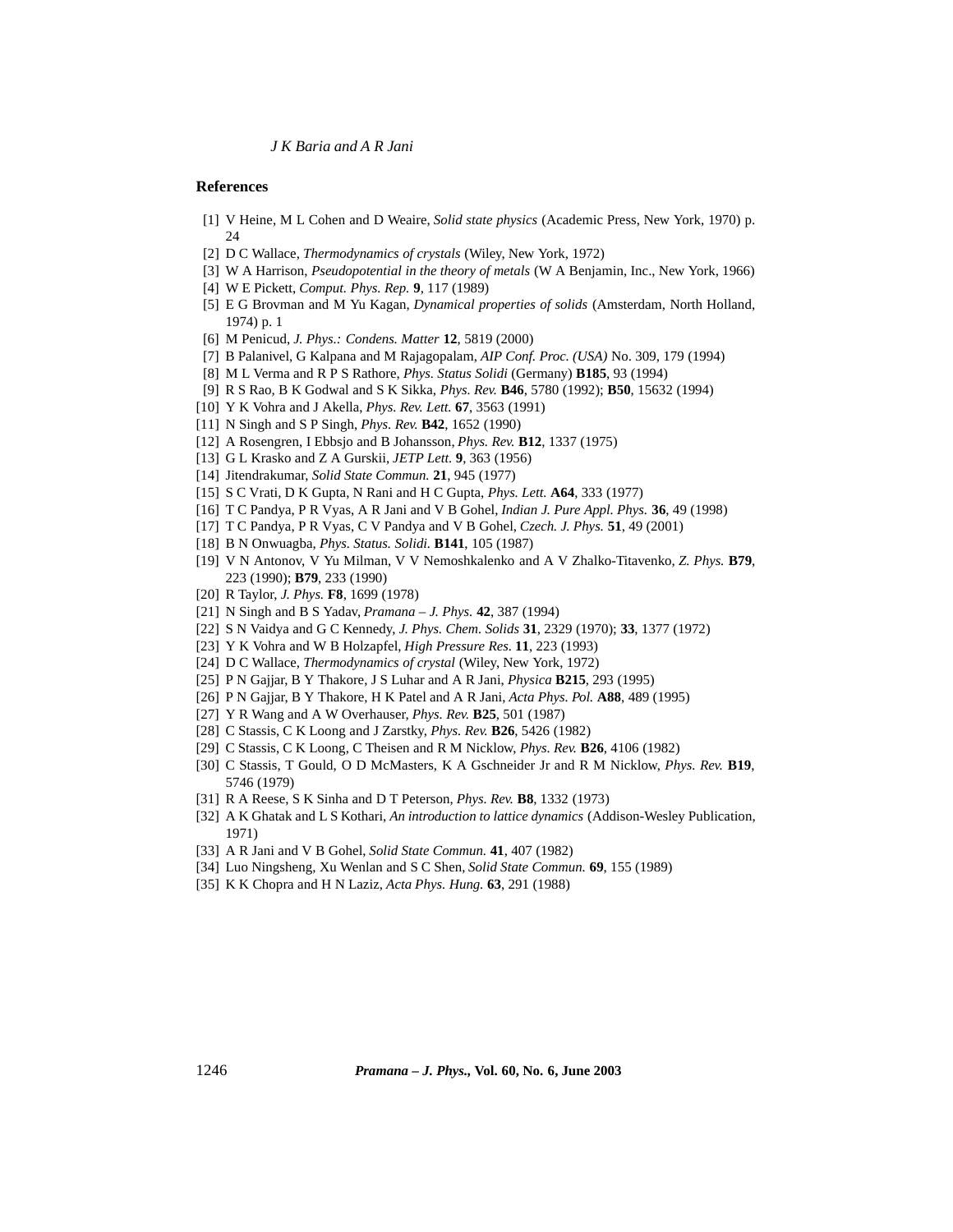## References

[1] V Heine, M L Cohen and D Weaire, *Solid state physics* (Academic Press, New York, 1970) p. 24

[2] D C Wallace, *Thermodynamics of crystals* (Wiley, New York, 1972)

[3] W A Harrison, *Pseudopotential in the theory of metals* (W A Benjamin, Inc., New York, 1966)

[4] W E Pickett, *Comput. Phys. Rep.* **9**, 117 (1989)

[5] E G Brovman and M Yu Kagan, *Dynamical properties of solids* (Amsterdam, North Holland, 1974) p. 1

[6] M Penicud, *J. Phys.: Condens. Matter* **12**, 5819 (2000)

[7] B Palanivel, G Kalpana and M Rajagopalam, *AIP Conf. Proc. (USA)* No. 309, 179 (1994)

[8] M L Verma and R P S Rathore, *Phys. Status Solidi* (Germany) **B185**, 93 (1994)

[9] R S Rao, B K Godwal and S K Sikka, *Phys. Rev.* **B46**, 5780 (1992); **B50**, 15632 (1994)

[10] Y K Vohra and J Akella, *Phys. Rev. Lett.* **67**, 3563 (1991)

[11] N Singh and S P Singh, *Phys. Rev.* **B42**, 1652 (1990)

[12] A Rosengren, I Ebbsjo and B Johansson, *Phys. Rev.* **B12**, 1337 (1975)

[13] G L Krasko and Z A Gurskii, *JETP Lett.* **9**, 363 (1956)

[14] Jitendrakumar, *Solid State Commun.* **21**, 945 (1977)

[15] S C Vrati, D K Gupta, N Rani and H C Gupta, *Phys. Lett.* **A64**, 333 (1977)

[16] T C Pandya, P R Vyas, A R Jani and V B Gohel, *Indian J. Pure Appl. Phys.* **36**, 49 (1998)

[17] T C Pandya, P R Vyas, C V Pandya and V B Gohel, *Czech. J. Phys.* **51**, 49 (2001)

[18] B N Onwuagba, *Phys. Status. Solidi.* **B141**, 105 (1987)

[19] V N Antonov, V Yu Milman, V V Nemoshkalenko and A V Zhalko-Titavenko, *Z. Phys.* **B79**, 223 (1990); **B79**, 233 (1990)

[20] R Taylor, *J. Phys.* **F8**, 1699 (1978)

[21] N Singh and B S Yadav, *Pramana – J. Phys.* **42**, 387 (1994)

[22] S N Vaidya and G C Kennedy, *J. Phys. Chem. Solids* **31**, 2329 (1970); **33**, 1377 (1972)

[23] Y K Vohra and W B Holzapfel, *High Pressure Res.* **11**, 223 (1993)

[24] D C Wallace, *Thermodynamics of crystal* (Wiley, New York, 1972)

[25] P N Gajjar, B Y Thakore, J S Luhar and A R Jani, *Physica* **B215**, 293 (1995)

[26] P N Gajjar, B Y Thakore, H K Patel and A R Jani, *Acta Phys. Pol.* **A88**, 489 (1995)

[27] Y R Wang and A W Overhauser, *Phys. Rev.* **B25**, 501 (1987)

[28] C Stassis, C K Loong and J Zarstky, *Phys. Rev.* **B26**, 5426 (1982)

[29] C Stassis, C K Loong, C Theisen and R M Nicklow, *Phys. Rev.* **B26**, 4106 (1982)

[30] C Stassis, T Gould, O D McMasters, K A Gschneider Jr and R M Nicklow, *Phys. Rev.* **B19**, 5746 (1979)

[31] R A Reese, S K Sinha and D T Peterson, *Phys. Rev.* **B8**, 1332 (1973)

[32] A K Ghatak and L S Kothari, *An introduction to lattice dynamics* (Addison-Wesley Publication, 1971)

[33] A R Jani and V B Gohel, *Solid State Commun.* **41**, 407 (1982)

[34] Luo Ningsheng, Xu Wenlan and S C Shen, *Solid State Commun.* **69**, 155 (1989)

[35] K K Chopra and H N Laziz, *Acta Phys. Hung.* **63**, 291 (1988)